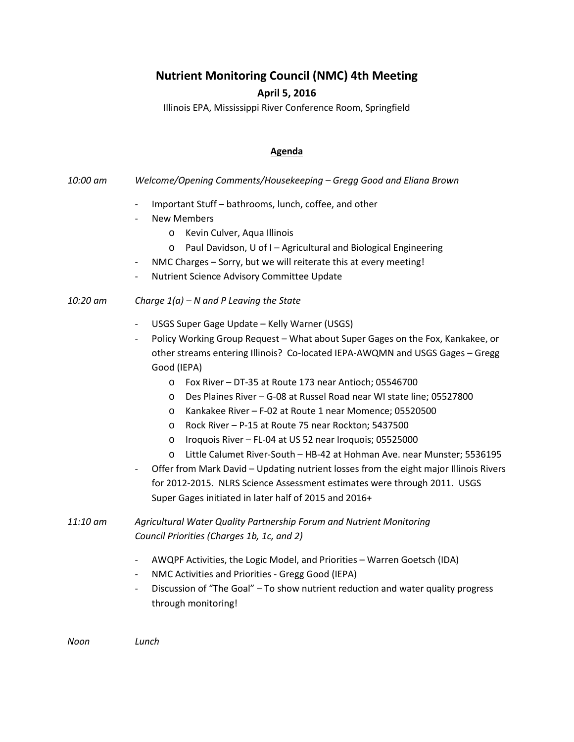# Nutrient Monitoring Council (NMC) 4th Meeting

## April 5, 2016

Illinois EPA, Mississippi River Conference Room, Springfield

### Agenda

*10:00 am* *Welcome/Opening Comments/Housekeeping – Gregg Good and Eliana Brown*

- Important Stuff – bathrooms, lunch, coffee, and other
- New Members
  - Kevin Culver, Aqua Illinois
  - Paul Davidson, U of I – Agricultural and Biological Engineering
- NMC Charges – Sorry, but we will reiterate this at every meeting!
- Nutrient Science Advisory Committee Update

*10:20 am* *Charge 1(a) – N and P Leaving the State*

- USGS Super Gage Update – Kelly Warner (USGS)
- Policy Working Group Request – What about Super Gages on the Fox, Kankakee, or other streams entering Illinois? Co-located IEPA-AWQMN and USGS Gages – Gregg Good (IEPA)
  - Fox River – DT-35 at Route 173 near Antioch; 05546700
  - Des Plaines River – G-08 at Russel Road near WI state line; 05527800
  - Kankakee River – F-02 at Route 1 near Momence; 05520500
  - Rock River – P-15 at Route 75 near Rockton; 5437500
  - Iroquois River – FL-04 at US 52 near Iroquois; 05525000
  - Little Calumet River-South – HB-42 at Hohman Ave. near Munster; 5536195
- Offer from Mark David – Updating nutrient losses from the eight major Illinois Rivers for 2012-2015. NLRS Science Assessment estimates were through 2011. USGS Super Gages initiated in later half of 2015 and 2016+

*11:10 am* *Agricultural Water Quality Partnership Forum and Nutrient Monitoring Council Priorities (Charges 1b, 1c, and 2)*

- AWQPF Activities, the Logic Model, and Priorities – Warren Goetsch (IDA)
- NMC Activities and Priorities - Gregg Good (IEPA)
- Discussion of "The Goal" – To show nutrient reduction and water quality progress through monitoring!

*Noon* *Lunch*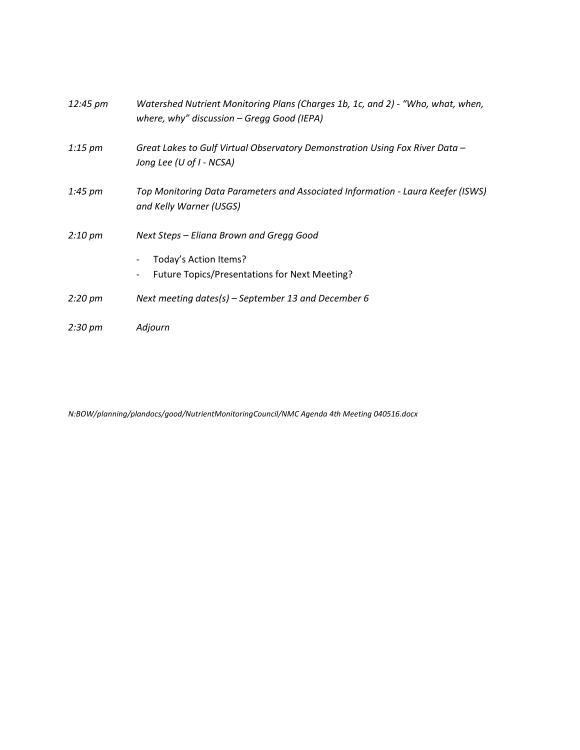| | |
|---|---|
| *12:45 pm* | *Watershed Nutrient Monitoring Plans (Charges 1b, 1c, and 2) - "Who, what, when, where, why" discussion – Gregg Good (IEPA)* |
| *1:15 pm* | *Great Lakes to Gulf Virtual Observatory Demonstration Using Fox River Data – Jong Lee (U of I - NCSA)* |
| *1:45 pm* | *Top Monitoring Data Parameters and Associated Information - Laura Keefer (ISWS) and Kelly Warner (USGS)* |
| *2:10 pm* | *Next Steps – Eliana Brown and Gregg Good*<br>- Today's Action Items?<br>- Future Topics/Presentations for Next Meeting? |
| *2:20 pm* | *Next meeting dates(s) – September 13 and December 6* |
| *2:30 pm* | *Adjourn* |

*N:BOW/planning/plandocs/good/NutrientMonitoringCouncil/NMC Agenda 4th Meeting 040516.docx*